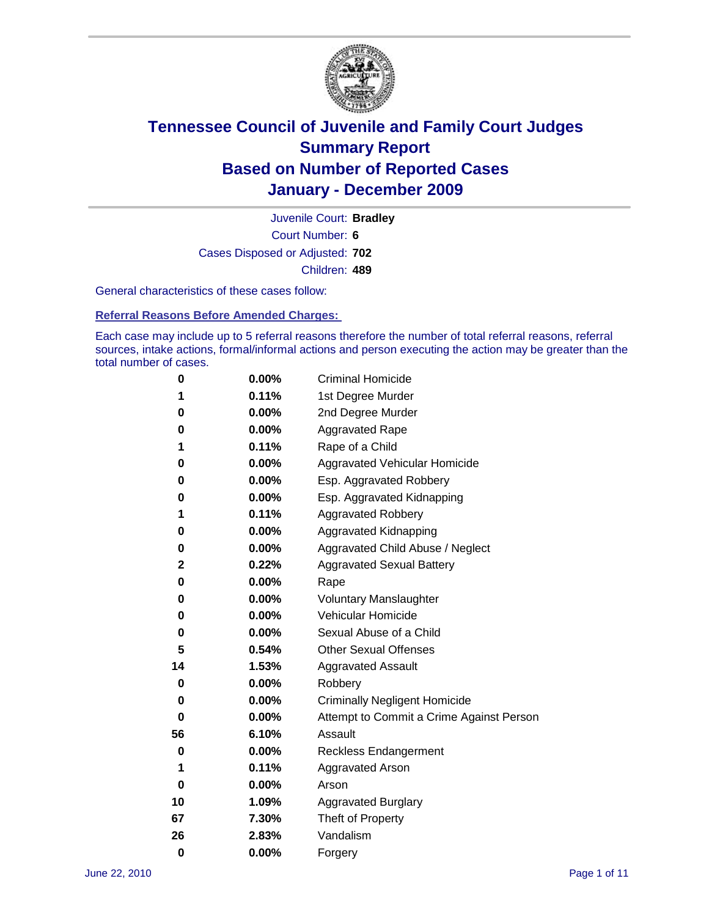# Tennessee Council of Juvenile and Family Court Judges
## Summary Report
## Based on Number of Reported Cases
## January - December 2009

Juvenile Court: **Bradley**

Court Number: **6**

Cases Disposed or Adjusted: **702**

Children: **489**

General characteristics of these cases follow:

### Referral Reasons Before Amended Charges:

Each case may include up to 5 referral reasons therefore the number of total referral reasons, referral sources, intake actions, formal/informal actions and person executing the action may be greater than the total number of cases.

| Count | Percent | Referral Reason |
|---|---|---|
| 0 | 0.00% | Criminal Homicide |
| 1 | 0.11% | 1st Degree Murder |
| 0 | 0.00% | 2nd Degree Murder |
| 0 | 0.00% | Aggravated Rape |
| 1 | 0.11% | Rape of a Child |
| 0 | 0.00% | Aggravated Vehicular Homicide |
| 0 | 0.00% | Esp. Aggravated Robbery |
| 0 | 0.00% | Esp. Aggravated Kidnapping |
| 1 | 0.11% | Aggravated Robbery |
| 0 | 0.00% | Aggravated Kidnapping |
| 0 | 0.00% | Aggravated Child Abuse / Neglect |
| 2 | 0.22% | Aggravated Sexual Battery |
| 0 | 0.00% | Rape |
| 0 | 0.00% | Voluntary Manslaughter |
| 0 | 0.00% | Vehicular Homicide |
| 0 | 0.00% | Sexual Abuse of a Child |
| 5 | 0.54% | Other Sexual Offenses |
| 14 | 1.53% | Aggravated Assault |
| 0 | 0.00% | Robbery |
| 0 | 0.00% | Criminally Negligent Homicide |
| 0 | 0.00% | Attempt to Commit a Crime Against Person |
| 56 | 6.10% | Assault |
| 0 | 0.00% | Reckless Endangerment |
| 1 | 0.11% | Aggravated Arson |
| 0 | 0.00% | Arson |
| 10 | 1.09% | Aggravated Burglary |
| 67 | 7.30% | Theft of Property |
| 26 | 2.83% | Vandalism |
| 0 | 0.00% | Forgery |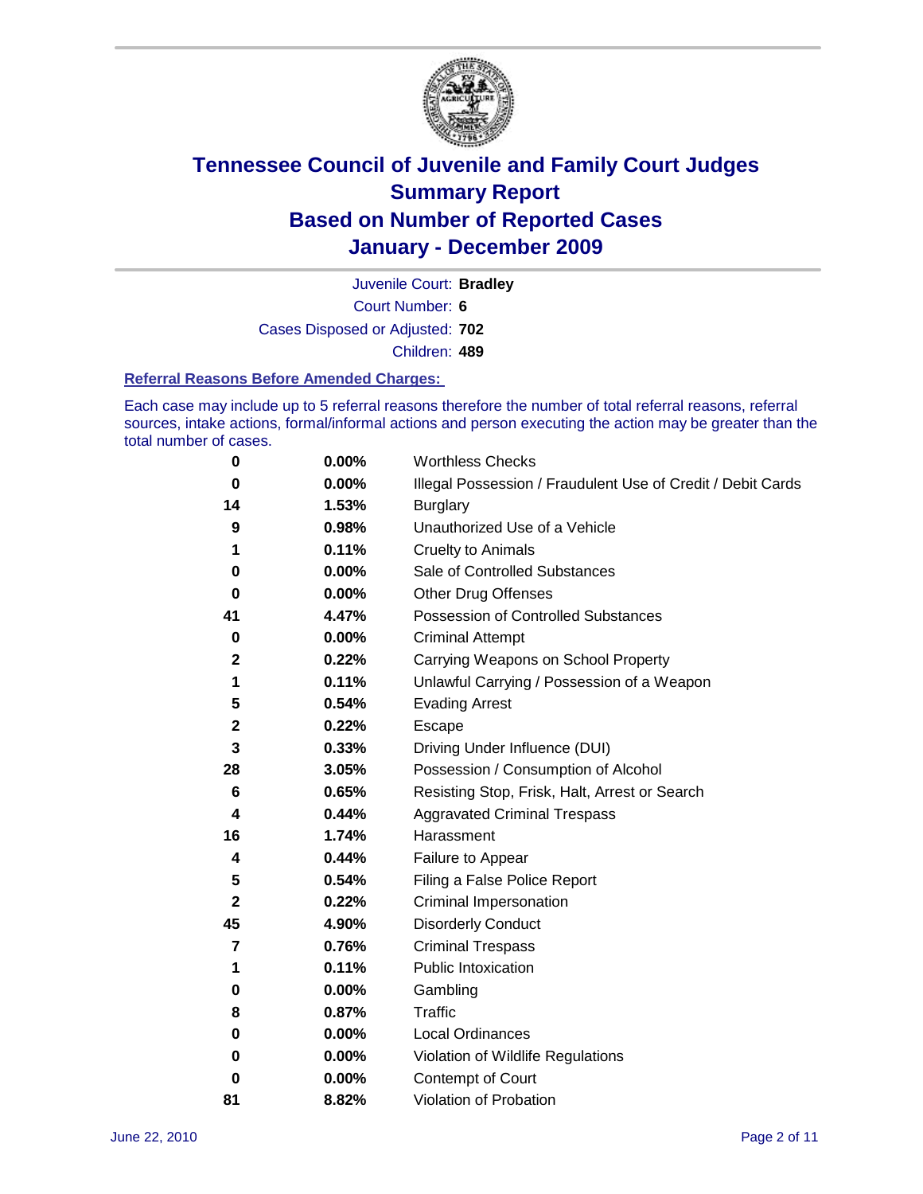# Tennessee Council of Juvenile and Family Court Judges
## Summary Report
## Based on Number of Reported Cases
## January - December 2009

Juvenile Court: **Bradley**

Court Number: **6**

Cases Disposed or Adjusted: **702**

Children: **489**

### Referral Reasons Before Amended Charges:

Each case may include up to 5 referral reasons therefore the number of total referral reasons, referral sources, intake actions, formal/informal actions and person executing the action may be greater than the total number of cases.

| Count | Percent | Referral Reason |
|---|---|---|
| 0 | 0.00% | Worthless Checks |
| 0 | 0.00% | Illegal Possession / Fraudulent Use of Credit / Debit Cards |
| 14 | 1.53% | Burglary |
| 9 | 0.98% | Unauthorized Use of a Vehicle |
| 1 | 0.11% | Cruelty to Animals |
| 0 | 0.00% | Sale of Controlled Substances |
| 0 | 0.00% | Other Drug Offenses |
| 41 | 4.47% | Possession of Controlled Substances |
| 0 | 0.00% | Criminal Attempt |
| 2 | 0.22% | Carrying Weapons on School Property |
| 1 | 0.11% | Unlawful Carrying / Possession of a Weapon |
| 5 | 0.54% | Evading Arrest |
| 2 | 0.22% | Escape |
| 3 | 0.33% | Driving Under Influence (DUI) |
| 28 | 3.05% | Possession / Consumption of Alcohol |
| 6 | 0.65% | Resisting Stop, Frisk, Halt, Arrest or Search |
| 4 | 0.44% | Aggravated Criminal Trespass |
| 16 | 1.74% | Harassment |
| 4 | 0.44% | Failure to Appear |
| 5 | 0.54% | Filing a False Police Report |
| 2 | 0.22% | Criminal Impersonation |
| 45 | 4.90% | Disorderly Conduct |
| 7 | 0.76% | Criminal Trespass |
| 1 | 0.11% | Public Intoxication |
| 0 | 0.00% | Gambling |
| 8 | 0.87% | Traffic |
| 0 | 0.00% | Local Ordinances |
| 0 | 0.00% | Violation of Wildlife Regulations |
| 0 | 0.00% | Contempt of Court |
| 81 | 8.82% | Violation of Probation |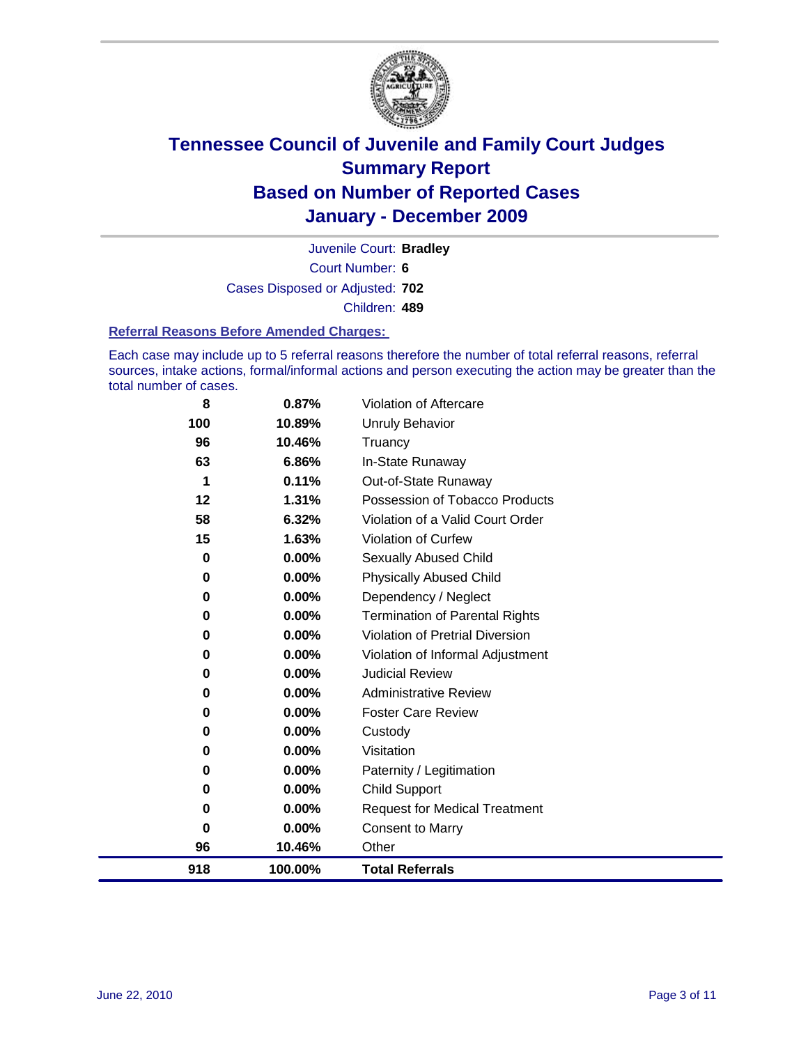# Tennessee Council of Juvenile and Family Court Judges
## Summary Report
## Based on Number of Reported Cases
## January - December 2009

Juvenile Court: **Bradley**
Court Number: **6**
Cases Disposed or Adjusted: **702**
Children: **489**

### Referral Reasons Before Amended Charges:

Each case may include up to 5 referral reasons therefore the number of total referral reasons, referral sources, intake actions, formal/informal actions and person executing the action may be greater than the total number of cases.

| Count | Percent | Referral Reason |
|---|---|---|
| 8 | 0.87% | Violation of Aftercare |
| 100 | 10.89% | Unruly Behavior |
| 96 | 10.46% | Truancy |
| 63 | 6.86% | In-State Runaway |
| 1 | 0.11% | Out-of-State Runaway |
| 12 | 1.31% | Possession of Tobacco Products |
| 58 | 6.32% | Violation of a Valid Court Order |
| 15 | 1.63% | Violation of Curfew |
| 0 | 0.00% | Sexually Abused Child |
| 0 | 0.00% | Physically Abused Child |
| 0 | 0.00% | Dependency / Neglect |
| 0 | 0.00% | Termination of Parental Rights |
| 0 | 0.00% | Violation of Pretrial Diversion |
| 0 | 0.00% | Violation of Informal Adjustment |
| 0 | 0.00% | Judicial Review |
| 0 | 0.00% | Administrative Review |
| 0 | 0.00% | Foster Care Review |
| 0 | 0.00% | Custody |
| 0 | 0.00% | Visitation |
| 0 | 0.00% | Paternity / Legitimation |
| 0 | 0.00% | Child Support |
| 0 | 0.00% | Request for Medical Treatment |
| 0 | 0.00% | Consent to Marry |
| 96 | 10.46% | Other |
| **918** | **100.00%** | **Total Referrals** |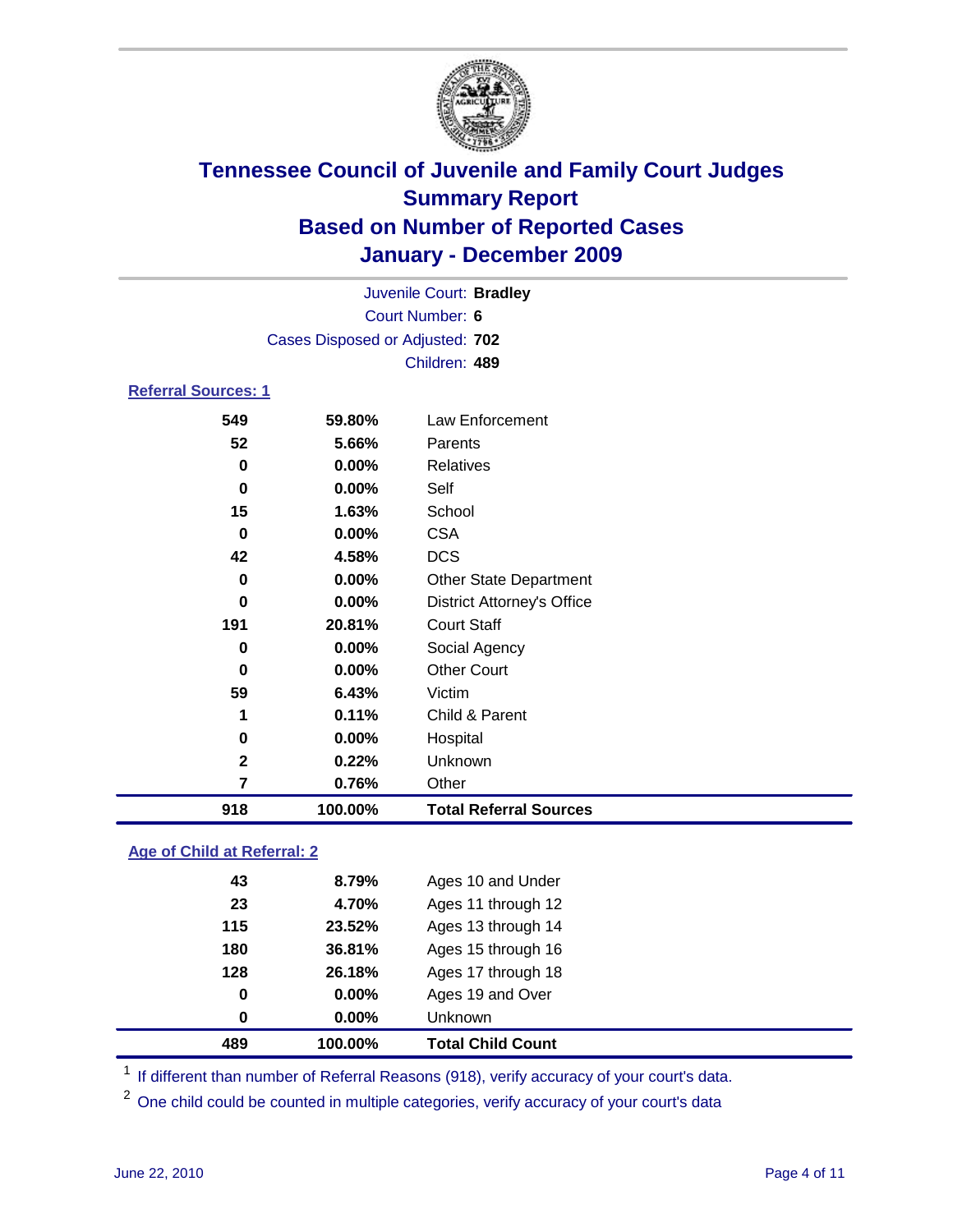# Tennessee Council of Juvenile and Family Court Judges
## Summary Report
## Based on Number of Reported Cases
## January - December 2009

Juvenile Court: **Bradley**
Court Number: **6**
Cases Disposed or Adjusted: **702**
Children: **489**

### Referral Sources: 1

| Count | Percent | Source |
|---|---|---|
| 549 | 59.80% | Law Enforcement |
| 52 | 5.66% | Parents |
| 0 | 0.00% | Relatives |
| 0 | 0.00% | Self |
| 15 | 1.63% | School |
| 0 | 0.00% | CSA |
| 42 | 4.58% | DCS |
| 0 | 0.00% | Other State Department |
| 0 | 0.00% | District Attorney's Office |
| 191 | 20.81% | Court Staff |
| 0 | 0.00% | Social Agency |
| 0 | 0.00% | Other Court |
| 59 | 6.43% | Victim |
| 1 | 0.11% | Child & Parent |
| 0 | 0.00% | Hospital |
| 2 | 0.22% | Unknown |
| 7 | 0.76% | Other |
| **918** | **100.00%** | **Total Referral Sources** |

### Age of Child at Referral: 2

| Count | Percent | Age |
|---|---|---|
| 43 | 8.79% | Ages 10 and Under |
| 23 | 4.70% | Ages 11 through 12 |
| 115 | 23.52% | Ages 13 through 14 |
| 180 | 36.81% | Ages 15 through 16 |
| 128 | 26.18% | Ages 17 through 18 |
| 0 | 0.00% | Ages 19 and Over |
| 0 | 0.00% | Unknown |
| **489** | **100.00%** | **Total Child Count** |

[1] If different than number of Referral Reasons (918), verify accuracy of your court's data.

[2] One child could be counted in multiple categories, verify accuracy of your court's data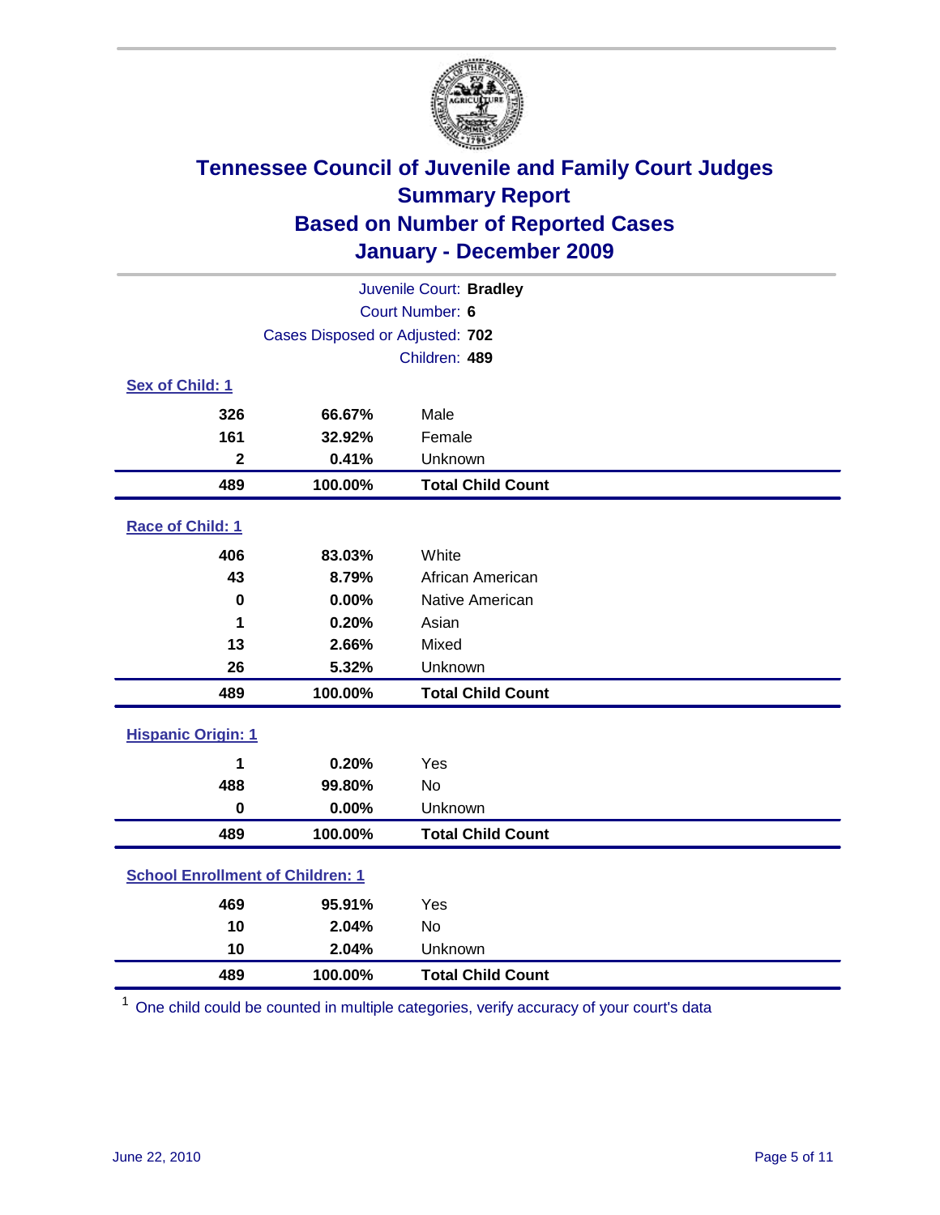# Tennessee Council of Juvenile and Family Court Judges
## Summary Report
## Based on Number of Reported Cases
## January - December 2009

Juvenile Court: **Bradley**
Court Number: **6**
Cases Disposed or Adjusted: **702**
Children: **489**

### Sex of Child: 1

| Count | Percent | Category |
|---|---|---|
| 326 | 66.67% | Male |
| 161 | 32.92% | Female |
| 2 | 0.41% | Unknown |
| **489** | **100.00%** | **Total Child Count** |

### Race of Child: 1

| Count | Percent | Category |
|---|---|---|
| 406 | 83.03% | White |
| 43 | 8.79% | African American |
| 0 | 0.00% | Native American |
| 1 | 0.20% | Asian |
| 13 | 2.66% | Mixed |
| 26 | 5.32% | Unknown |
| **489** | **100.00%** | **Total Child Count** |

### Hispanic Origin: 1

| Count | Percent | Category |
|---|---|---|
| 1 | 0.20% | Yes |
| 488 | 99.80% | No |
| 0 | 0.00% | Unknown |
| **489** | **100.00%** | **Total Child Count** |

### School Enrollment of Children: 1

| Count | Percent | Category |
|---|---|---|
| 469 | 95.91% | Yes |
| 10 | 2.04% | No |
| 10 | 2.04% | Unknown |
| **489** | **100.00%** | **Total Child Count** |

[1] One child could be counted in multiple categories, verify accuracy of your court's data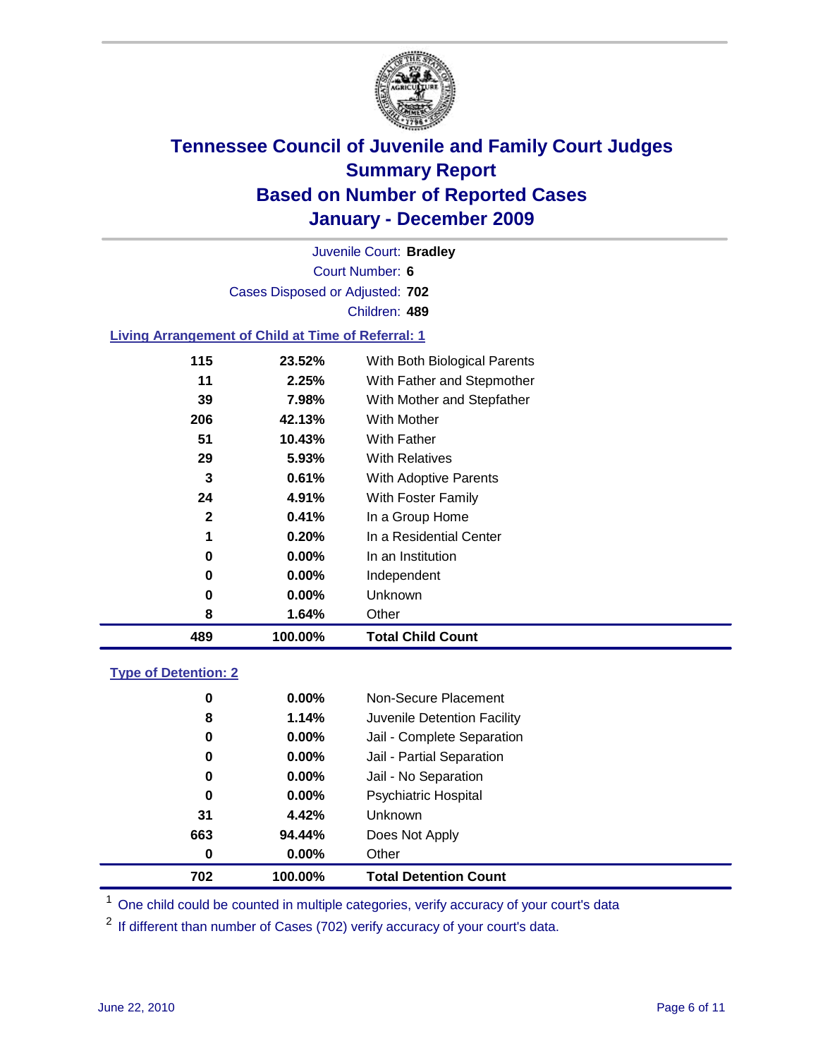# Tennessee Council of Juvenile and Family Court Judges
## Summary Report
## Based on Number of Reported Cases
## January - December 2009

Juvenile Court: **Bradley**

Court Number: **6**

Cases Disposed or Adjusted: **702**

Children: **489**

### Living Arrangement of Child at Time of Referral: 1

| | | |
|---|---|---|
| 115 | 23.52% | With Both Biological Parents |
| 11 | 2.25% | With Father and Stepmother |
| 39 | 7.98% | With Mother and Stepfather |
| 206 | 42.13% | With Mother |
| 51 | 10.43% | With Father |
| 29 | 5.93% | With Relatives |
| 3 | 0.61% | With Adoptive Parents |
| 24 | 4.91% | With Foster Family |
| 2 | 0.41% | In a Group Home |
| 1 | 0.20% | In a Residential Center |
| 0 | 0.00% | In an Institution |
| 0 | 0.00% | Independent |
| 0 | 0.00% | Unknown |
| 8 | 1.64% | Other |
| **489** | **100.00%** | **Total Child Count** |

### Type of Detention: 2

| | | |
|---|---|---|
| 0 | 0.00% | Non-Secure Placement |
| 8 | 1.14% | Juvenile Detention Facility |
| 0 | 0.00% | Jail - Complete Separation |
| 0 | 0.00% | Jail - Partial Separation |
| 0 | 0.00% | Jail - No Separation |
| 0 | 0.00% | Psychiatric Hospital |
| 31 | 4.42% | Unknown |
| 663 | 94.44% | Does Not Apply |
| 0 | 0.00% | Other |
| **702** | **100.00%** | **Total Detention Count** |

[1] One child could be counted in multiple categories, verify accuracy of your court's data

[2] If different than number of Cases (702) verify accuracy of your court's data.

June 22, 2010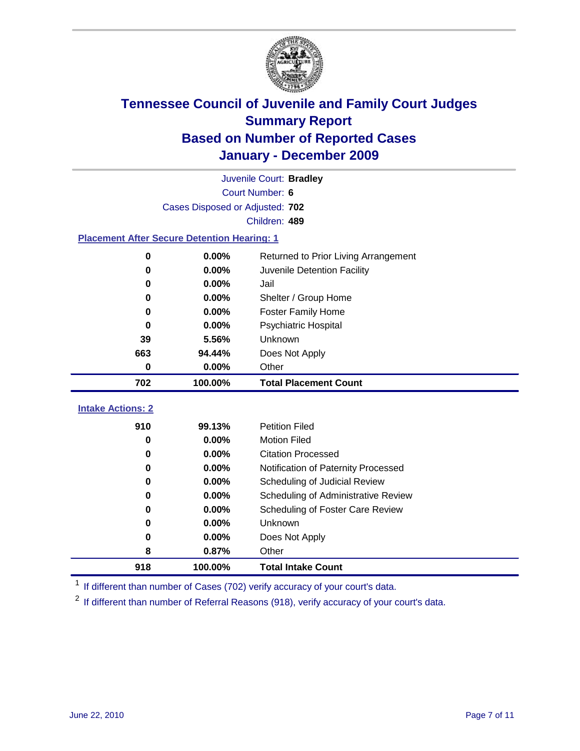# Tennessee Council of Juvenile and Family Court Judges
## Summary Report
## Based on Number of Reported Cases
## January - December 2009

Juvenile Court: **Bradley**

Court Number: **6**

Cases Disposed or Adjusted: **702**

Children: **489**

### Placement After Secure Detention Hearing: 1

| | | |
|---|---|---|
| 0 | 0.00% | Returned to Prior Living Arrangement |
| 0 | 0.00% | Juvenile Detention Facility |
| 0 | 0.00% | Jail |
| 0 | 0.00% | Shelter / Group Home |
| 0 | 0.00% | Foster Family Home |
| 0 | 0.00% | Psychiatric Hospital |
| 39 | 5.56% | Unknown |
| 663 | 94.44% | Does Not Apply |
| 0 | 0.00% | Other |
| **702** | **100.00%** | **Total Placement Count** |

### Intake Actions: 2

| | | |
|---|---|---|
| 910 | 99.13% | Petition Filed |
| 0 | 0.00% | Motion Filed |
| 0 | 0.00% | Citation Processed |
| 0 | 0.00% | Notification of Paternity Processed |
| 0 | 0.00% | Scheduling of Judicial Review |
| 0 | 0.00% | Scheduling of Administrative Review |
| 0 | 0.00% | Scheduling of Foster Care Review |
| 0 | 0.00% | Unknown |
| 0 | 0.00% | Does Not Apply |
| 8 | 0.87% | Other |
| **918** | **100.00%** | **Total Intake Count** |

[1] If different than number of Cases (702) verify accuracy of your court's data.

[2] If different than number of Referral Reasons (918), verify accuracy of your court's data.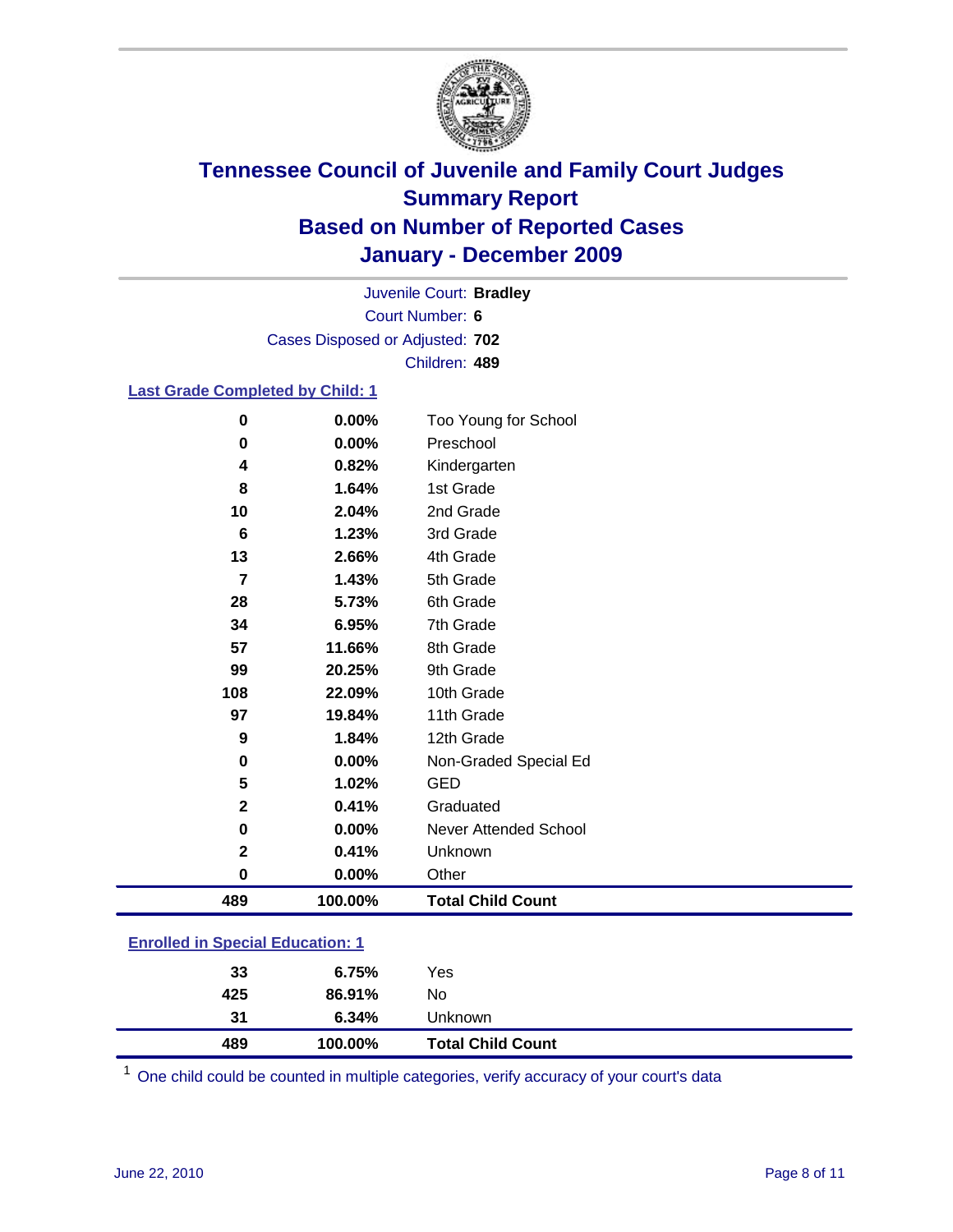# Tennessee Council of Juvenile and Family Court Judges
## Summary Report
## Based on Number of Reported Cases
## January - December 2009

Juvenile Court: **Bradley**
Court Number: **6**
Cases Disposed or Adjusted: **702**
Children: **489**

### Last Grade Completed by Child: 1

| | | |
|---|---|---|
| 0 | 0.00% | Too Young for School |
| 0 | 0.00% | Preschool |
| 4 | 0.82% | Kindergarten |
| 8 | 1.64% | 1st Grade |
| 10 | 2.04% | 2nd Grade |
| 6 | 1.23% | 3rd Grade |
| 13 | 2.66% | 4th Grade |
| 7 | 1.43% | 5th Grade |
| 28 | 5.73% | 6th Grade |
| 34 | 6.95% | 7th Grade |
| 57 | 11.66% | 8th Grade |
| 99 | 20.25% | 9th Grade |
| 108 | 22.09% | 10th Grade |
| 97 | 19.84% | 11th Grade |
| 9 | 1.84% | 12th Grade |
| 0 | 0.00% | Non-Graded Special Ed |
| 5 | 1.02% | GED |
| 2 | 0.41% | Graduated |
| 0 | 0.00% | Never Attended School |
| 2 | 0.41% | Unknown |
| 0 | 0.00% | Other |
| **489** | **100.00%** | **Total Child Count** |

### Enrolled in Special Education: 1

| | | |
|---|---|---|
| 33 | 6.75% | Yes |
| 425 | 86.91% | No |
| 31 | 6.34% | Unknown |
| **489** | **100.00%** | **Total Child Count** |

[1] One child could be counted in multiple categories, verify accuracy of your court's data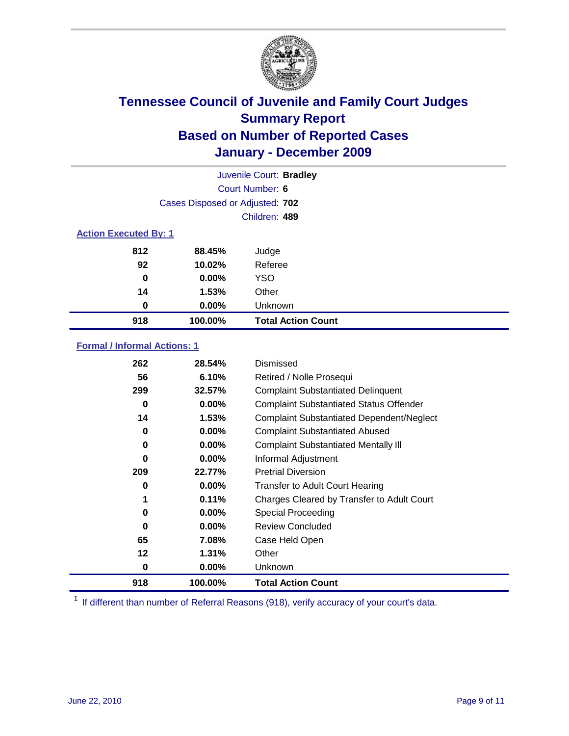# Tennessee Council of Juvenile and Family Court Judges
## Summary Report
## Based on Number of Reported Cases
## January - December 2009

Juvenile Court: **Bradley**
Court Number: **6**
Cases Disposed or Adjusted: **702**
Children: **489**

### Action Executed By: 1

| | | |
|---|---|---|
| 812 | 88.45% | Judge |
| 92 | 10.02% | Referee |
| 0 | 0.00% | YSO |
| 14 | 1.53% | Other |
| 0 | 0.00% | Unknown |
| **918** | **100.00%** | **Total Action Count** |

### Formal / Informal Actions: 1

| | | |
|---|---|---|
| 262 | 28.54% | Dismissed |
| 56 | 6.10% | Retired / Nolle Prosequi |
| 299 | 32.57% | Complaint Substantiated Delinquent |
| 0 | 0.00% | Complaint Substantiated Status Offender |
| 14 | 1.53% | Complaint Substantiated Dependent/Neglect |
| 0 | 0.00% | Complaint Substantiated Abused |
| 0 | 0.00% | Complaint Substantiated Mentally Ill |
| 0 | 0.00% | Informal Adjustment |
| 209 | 22.77% | Pretrial Diversion |
| 0 | 0.00% | Transfer to Adult Court Hearing |
| 1 | 0.11% | Charges Cleared by Transfer to Adult Court |
| 0 | 0.00% | Special Proceeding |
| 0 | 0.00% | Review Concluded |
| 65 | 7.08% | Case Held Open |
| 12 | 1.31% | Other |
| 0 | 0.00% | Unknown |
| **918** | **100.00%** | **Total Action Count** |

[1] If different than number of Referral Reasons (918), verify accuracy of your court's data.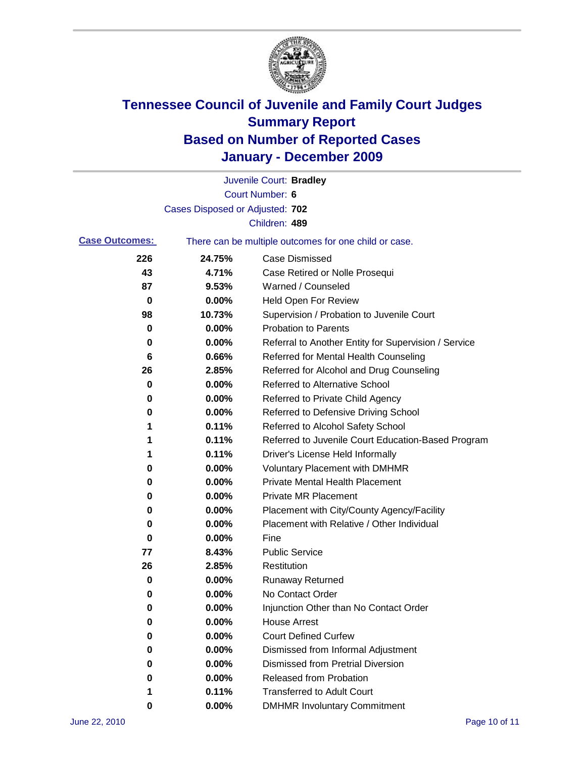# Tennessee Council of Juvenile and Family Court Judges
# Summary Report
# Based on Number of Reported Cases
# January - December 2009

Juvenile Court: **Bradley**
Court Number: **6**
Cases Disposed or Adjusted: **702**
Children: **489**

**Case Outcomes:** There can be multiple outcomes for one child or case.

| | | |
|---|---|---|
| 226 | 24.75% | Case Dismissed |
| 43 | 4.71% | Case Retired or Nolle Prosequi |
| 87 | 9.53% | Warned / Counseled |
| 0 | 0.00% | Held Open For Review |
| 98 | 10.73% | Supervision / Probation to Juvenile Court |
| 0 | 0.00% | Probation to Parents |
| 0 | 0.00% | Referral to Another Entity for Supervision / Service |
| 6 | 0.66% | Referred for Mental Health Counseling |
| 26 | 2.85% | Referred for Alcohol and Drug Counseling |
| 0 | 0.00% | Referred to Alternative School |
| 0 | 0.00% | Referred to Private Child Agency |
| 0 | 0.00% | Referred to Defensive Driving School |
| 1 | 0.11% | Referred to Alcohol Safety School |
| 1 | 0.11% | Referred to Juvenile Court Education-Based Program |
| 1 | 0.11% | Driver's License Held Informally |
| 0 | 0.00% | Voluntary Placement with DMHMR |
| 0 | 0.00% | Private Mental Health Placement |
| 0 | 0.00% | Private MR Placement |
| 0 | 0.00% | Placement with City/County Agency/Facility |
| 0 | 0.00% | Placement with Relative / Other Individual |
| 0 | 0.00% | Fine |
| 77 | 8.43% | Public Service |
| 26 | 2.85% | Restitution |
| 0 | 0.00% | Runaway Returned |
| 0 | 0.00% | No Contact Order |
| 0 | 0.00% | Injunction Other than No Contact Order |
| 0 | 0.00% | House Arrest |
| 0 | 0.00% | Court Defined Curfew |
| 0 | 0.00% | Dismissed from Informal Adjustment |
| 0 | 0.00% | Dismissed from Pretrial Diversion |
| 0 | 0.00% | Released from Probation |
| 1 | 0.11% | Transferred to Adult Court |
| 0 | 0.00% | DMHMR Involuntary Commitment |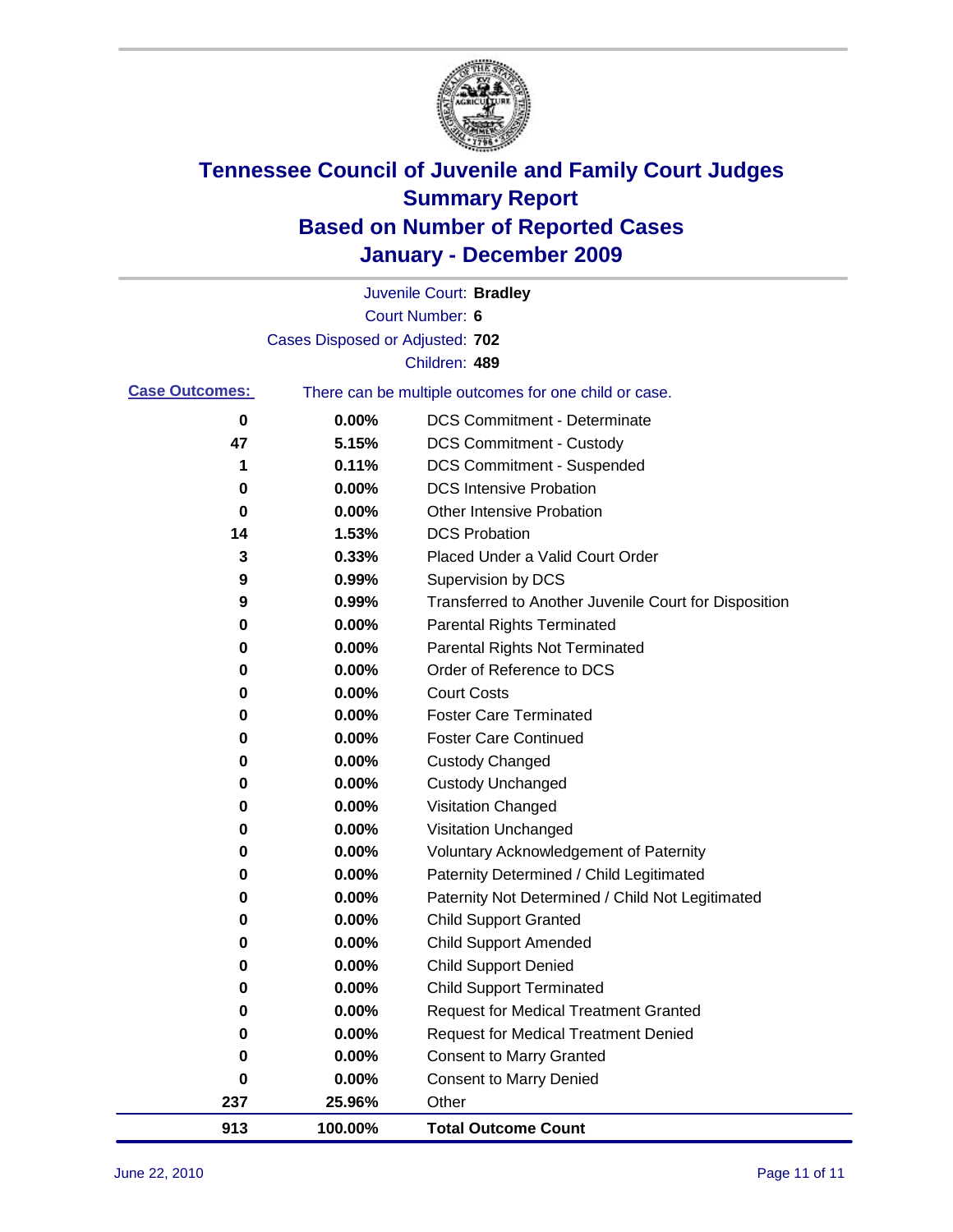# Tennessee Council of Juvenile and Family Court Judges
## Summary Report
## Based on Number of Reported Cases
## January - December 2009

Juvenile Court: **Bradley**

Court Number: **6**

Cases Disposed or Adjusted: **702**

Children: **489**

**Case Outcomes:** There can be multiple outcomes for one child or case.

| | | |
|---|---|---|
| 0 | 0.00% | DCS Commitment - Determinate |
| 47 | 5.15% | DCS Commitment - Custody |
| 1 | 0.11% | DCS Commitment - Suspended |
| 0 | 0.00% | DCS Intensive Probation |
| 0 | 0.00% | Other Intensive Probation |
| 14 | 1.53% | DCS Probation |
| 3 | 0.33% | Placed Under a Valid Court Order |
| 9 | 0.99% | Supervision by DCS |
| 9 | 0.99% | Transferred to Another Juvenile Court for Disposition |
| 0 | 0.00% | Parental Rights Terminated |
| 0 | 0.00% | Parental Rights Not Terminated |
| 0 | 0.00% | Order of Reference to DCS |
| 0 | 0.00% | Court Costs |
| 0 | 0.00% | Foster Care Terminated |
| 0 | 0.00% | Foster Care Continued |
| 0 | 0.00% | Custody Changed |
| 0 | 0.00% | Custody Unchanged |
| 0 | 0.00% | Visitation Changed |
| 0 | 0.00% | Visitation Unchanged |
| 0 | 0.00% | Voluntary Acknowledgement of Paternity |
| 0 | 0.00% | Paternity Determined / Child Legitimated |
| 0 | 0.00% | Paternity Not Determined / Child Not Legitimated |
| 0 | 0.00% | Child Support Granted |
| 0 | 0.00% | Child Support Amended |
| 0 | 0.00% | Child Support Denied |
| 0 | 0.00% | Child Support Terminated |
| 0 | 0.00% | Request for Medical Treatment Granted |
| 0 | 0.00% | Request for Medical Treatment Denied |
| 0 | 0.00% | Consent to Marry Granted |
| 0 | 0.00% | Consent to Marry Denied |
| 237 | 25.96% | Other |
| **913** | **100.00%** | **Total Outcome Count** |

June 22, 2010